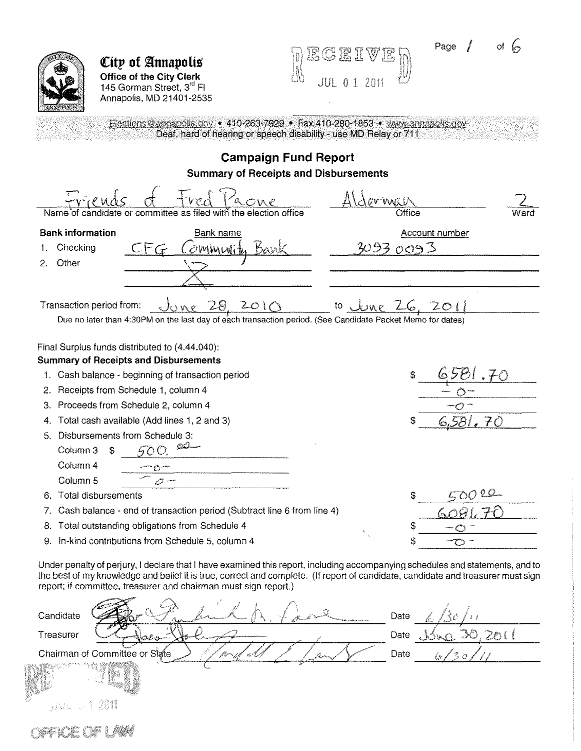**City of Annapolis**
**Office of the City Clerk**
145 Gorman Street, 3rd Fl
Annapolis, MD 21401-2535

RECEIVED
JUL 01 2011

Elections@annapolis.gov • 410-263-7929 • Fax 410-280-1853 • www.annapolis.gov
Deaf, hard of hearing or speech disability - use MD Relay or 711

# Campaign Fund Report

## Summary of Receipts and Disbursements

| Friends of Fred Paone | Alderman | 2 |
|---|---|---|
| Name of candidate or committee as filed with the election office | Office | Ward |

**Bank information**

| | Bank name | Account number |
|---|---|---|
| 1. Checking | CFG Community Bank | 30930093 |
| 2. Other | X | |

Transaction period from: June 28, 2010 to June 26, 2011

Due no later than 4:30PM on the last day of each transaction period. (See Candidate Packet Memo for dates)

Final Surplus funds distributed to (4.44.040):

**Summary of Receipts and Disbursements**

| | |
|---|---|
| 1. Cash balance - beginning of transaction period | $ 6581.70 |
| 2. Receipts from Schedule 1, column 4 | -0- |
| 3. Proceeds from Schedule 2, column 4 | -0- |
| 4. Total cash available (Add lines 1, 2 and 3) | $ 6,581.70 |
| 5. Disbursements from Schedule 3: | |
| Column 3 $ 500.00 | |
| Column 4 -0- | |
| Column 5 -0- | |
| 6. Total disbursements | $ 500.00 |
| 7. Cash balance - end of transaction period (Subtract line 6 from line 4) | 6081.70 |
| 8. Total outstanding obligations from Schedule 4 | $ -0- |
| 9. In-kind contributions from Schedule 5, column 4 | $ -0- |

Under penalty of perjury, I declare that I have examined this report, including accompanying schedules and statements, and to the best of my knowledge and belief it is true, correct and complete. (If report of candidate, candidate and treasurer must sign report; if committee, treasurer and chairman must sign report.)

| | | | |
|---|---|---|---|
| Candidate | [signature] | Date | 6/30/11 |
| Treasurer | [signature] | Date | June 30, 2011 |
| Chairman of Committee or Slate | [signature] | Date | 6/30/11 |

RECEIVED
JUL 1 2011
OFFICE OF LAW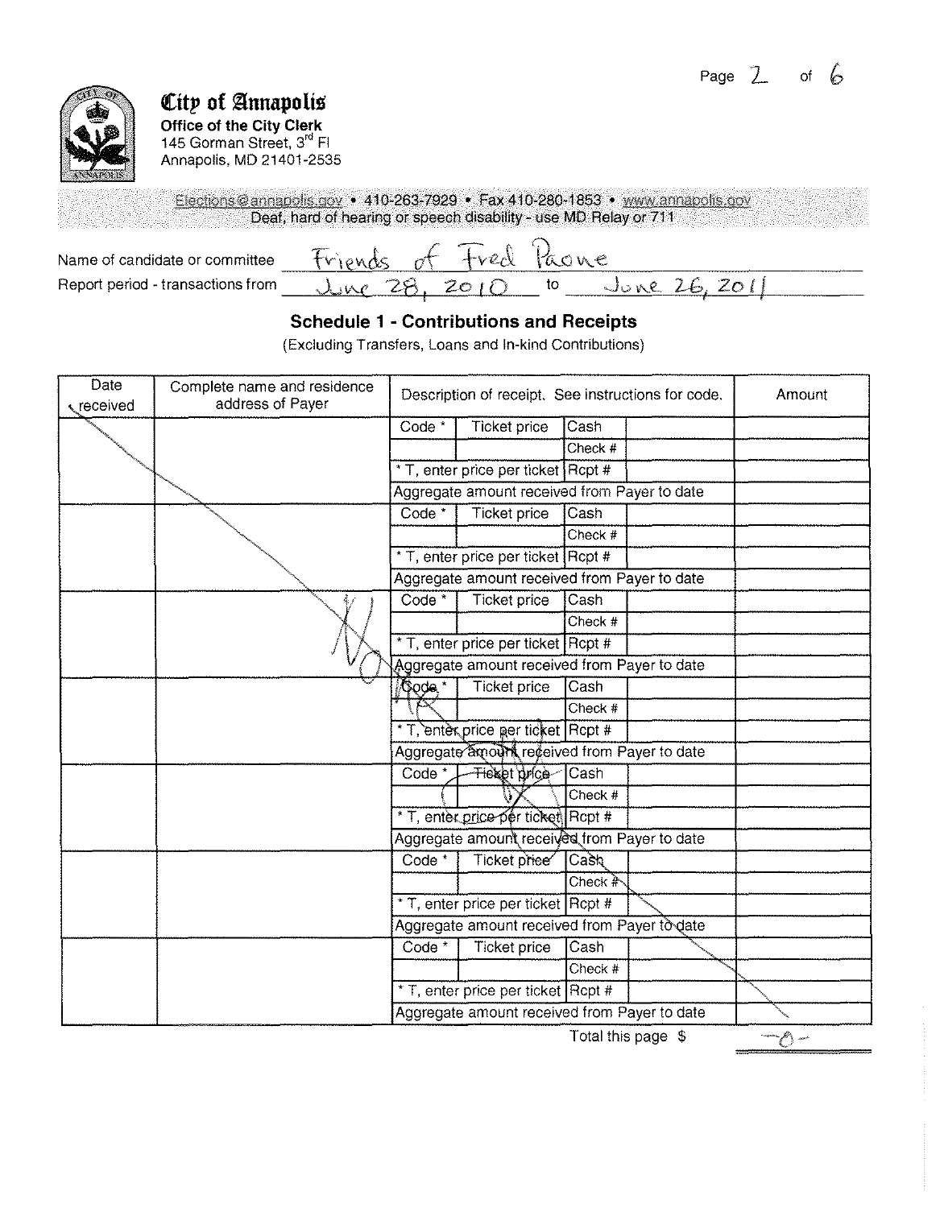**City of Annapolis**
**Office of the City Clerk**
145 Gorman Street, 3rd Fl
Annapolis, MD 21401-2535

Elections@annapolis.gov • 410-263-7929 • Fax 410-280-1853 • www.annapolis.gov
Deaf, hard of hearing or speech disability - use MD Relay or 711

Name of candidate or committee: Friends of Fred Paone

Report period - transactions from: June 28, 2010 to June 26, 2011

## Schedule 1 - Contributions and Receipts

(Excluding Transfers, Loans and In-kind Contributions)

| Date received | Complete name and residence address of Payer | Description of receipt. See instructions for code. | | | | Amount |
|---|---|---|---|---|---|---|
| | | Code * | Ticket price | Cash | | |
| | | | | Check # | | |
| | | * T, enter price per ticket | | Rcpt # | | |
| | | Aggregate amount received from Payer to date | | | | |
| | | Code * | Ticket price | Cash | | |
| | | | | Check # | | |
| | | * T, enter price per ticket | | Rcpt # | | |
| | | Aggregate amount received from Payer to date | | | | |
| | | Code * | Ticket price | Cash | | |
| | | | | Check # | | |
| | | * T, enter price per ticket | | Rcpt # | | |
| | | Aggregate amount received from Payer to date | | | | |
| | | Code * | Ticket price | Cash | | |
| | | | | Check # | | |
| | | * T, enter price per ticket | | Rcpt # | | |
| | | Aggregate amount received from Payer to date | | | | |
| | | Code * | Ticket price | Cash | | |
| | | | | Check # | | |
| | | * T, enter price per ticket | | Rcpt # | | |
| | | Aggregate amount received from Payer to date | | | | |
| | | Code * | Ticket price | Cash | | |
| | | | | Check # | | |
| | | * T, enter price per ticket | | Rcpt # | | |
| | | Aggregate amount received from Payer to date | | | | |
| | | Code * | Ticket price | Cash | | |
| | | | | Check # | | |
| | | * T, enter price per ticket | | Rcpt # | | |
| | | Aggregate amount received from Payer to date | | | | |

NONE

Total this page $ -0-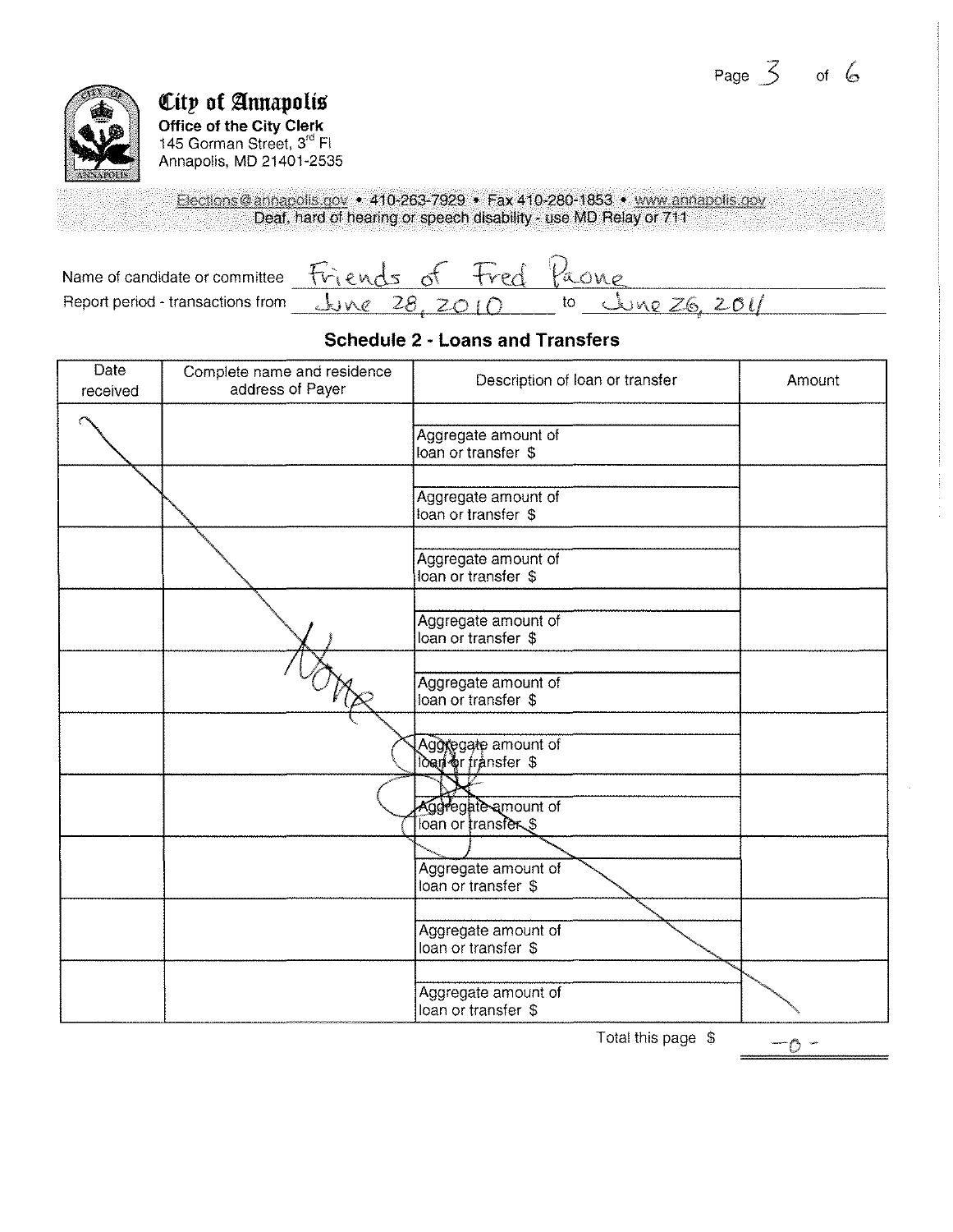# City of Annapolis

**Office of the City Clerk**
145 Gorman Street, 3rd Fl
Annapolis, MD 21401-2535

Elections@annapolis.gov • 410-263-7929 • Fax 410-280-1853 • www.annapolis.gov
Deaf, hard of hearing or speech disability - use MD Relay or 711

Name of candidate or committee: Friends of Fred Paone
Report period - transactions from: June 28, 2010 to June 26, 2011

## Schedule 2 - Loans and Transfers

| Date received | Complete name and residence address of Payer | Description of loan or transfer | Amount |
|---|---|---|---|
| | | Aggregate amount of loan or transfer $ | |
| | | Aggregate amount of loan or transfer $ | |
| | | Aggregate amount of loan or transfer $ | |
| | | Aggregate amount of loan or transfer $ | |
| | | Aggregate amount of loan or transfer $ | |
| | | Aggregate amount of loan or transfer $ | |
| | | Aggregate amount of loan or transfer $ | |
| | | Aggregate amount of loan or transfer $ | |
| | | Aggregate amount of loan or transfer $ | |
| | | Aggregate amount of loan or transfer $ | |

None

Total this page $ -0-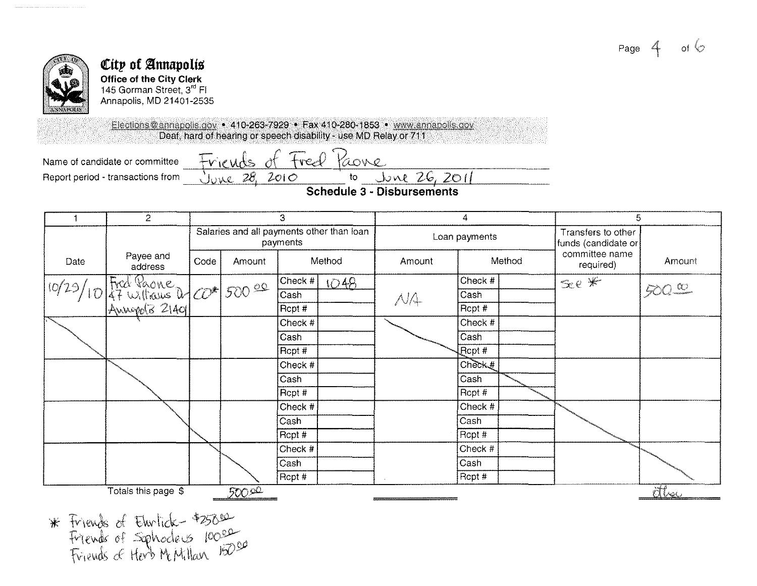# City of Annapolis

**Office of the City Clerk**
145 Gorman Street, 3rd Fl
Annapolis, MD 21401-2535

Elections@annapolis.gov • 410-263-7929 • Fax 410-280-1853 • www.annapolis.gov
Deaf, hard of hearing or speech disability - use MD Relay or 711

Name of candidate or committee: Friends of Fred Paone

Report period - transactions from: June 28, 2010 to June 26, 2011

## Schedule 3 - Disbursements

| 1 | 2 | 3 | | | | 4 | | | 5 | |
|---|---|---|---|---|---|---|---|---|---|---|
| | | Salaries and all payments other than loan payments | | | | Loan payments | | | Transfers to other funds (candidate or committee name required) | Amount |
| Date | Payee and address | Code | Amount | Method | | Amount | Method | | | |
| 10/29/10 | Fred Paone 47 Williams Dr Annapolis 21401 | CO* | 500.00 | Check # | 1048 | NA | Check # | | See * | 500.00 |
| | | | | Cash | | | Cash | | | |
| | | | | Rcpt # | | | Rcpt # | | | |
| | | | | Check # | | | Check # | | | |
| | | | | Cash | | | Cash | | | |
| | | | | Rcpt # | | | Rcpt # | | | |
| | | | | Check # | | | Check # | | | |
| | | | | Cash | | | Cash | | | |
| | | | | Rcpt # | | | Rcpt # | | | |
| | | | | Check # | | | Check # | | | |
| | | | | Cash | | | Cash | | | |
| | | | | Rcpt # | | | Rcpt # | | | |
| | | | | Check # | | | Check # | | | |
| | | | | Cash | | | Cash | | | |
| | | | | Rcpt # | | | Rcpt # | | | |
| | Totals this page $ | | 500.00 | | | | | | | other |

\* Friends of Ehrlich - $250.00
Friends of Sophocleus 100.00
Friends of Herb McMillan 150.00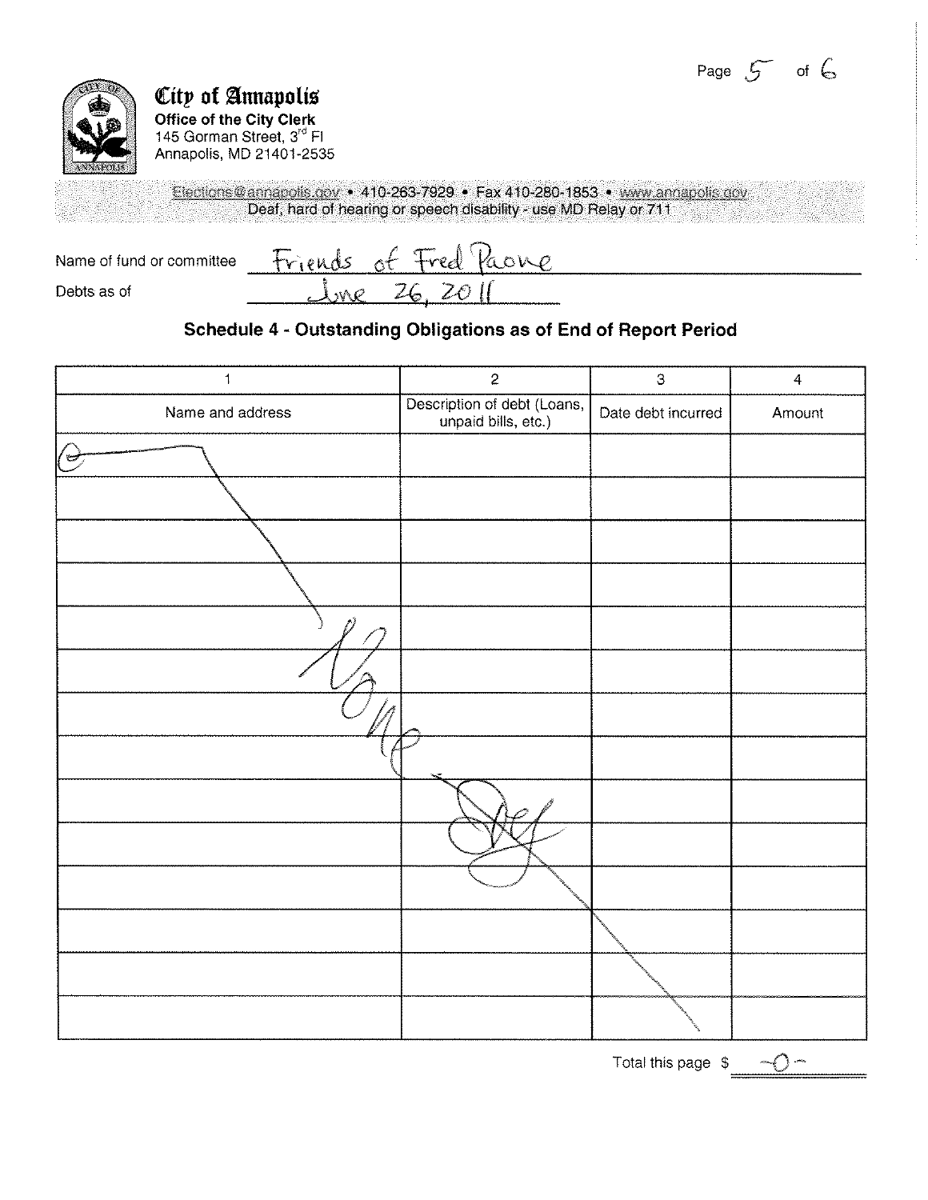**City of Annapolis**
**Office of the City Clerk**
145 Gorman Street, 3rd Fl
Annapolis, MD 21401-2535

Elections@annapolis.gov • 410-263-7929 • Fax 410-280-1853 • www.annapolis.gov
Deaf, hard of hearing or speech disability - use MD Relay or 711

Name of fund or committee: Friends of Fred Paone

Debts as of: June 26, 2011

## Schedule 4 - Outstanding Obligations as of End of Report Period

| 1 | 2 | 3 | 4 |
|---|---|---|---|
| Name and address | Description of debt (Loans, unpaid bills, etc.) | Date debt incurred | Amount |
| None | | | |
| | | | |
| | | | |
| | | | |
| | | | |
| | | | |
| | | | |
| | | | |
| | | | |
| | | | |
| | | | |
| | | | |
| | | | |
| | | | |

Total this page $ -0-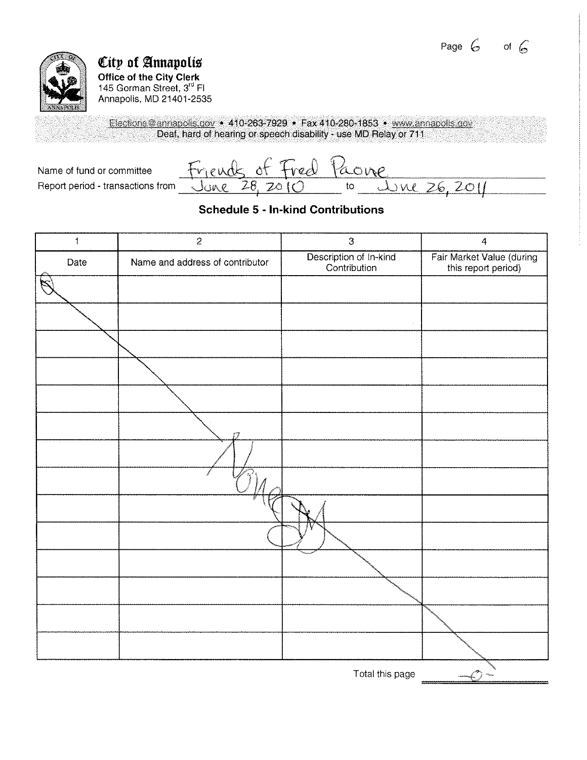**City of Annapolis**
**Office of the City Clerk**
145 Gorman Street, 3rd Fl
Annapolis, MD 21401-2535

Elections@annapolis.gov • 410-263-7929 • Fax 410-280-1853 • www.annapolis.gov
Deaf, hard of hearing or speech disability - use MD Relay or 711

Name of fund or committee: Friends of Fred Paone
Report period - transactions from: June 28, 2010 to June 26, 2011

## Schedule 5 - In-kind Contributions

| 1 | 2 | 3 | 4 |
|---|---|---|---|
| Date | Name and address of contributor | Description of In-kind Contribution | Fair Market Value (during this report period) |
| | | | |
| | | | |
| | | | |
| | | | |
| | | | |
| | | | |
| | | | |
| | | | |
| | | | |
| | | | |
| | | | |
| | | | |
| | | | |
| | | | |

None SM

Total this page: -0-